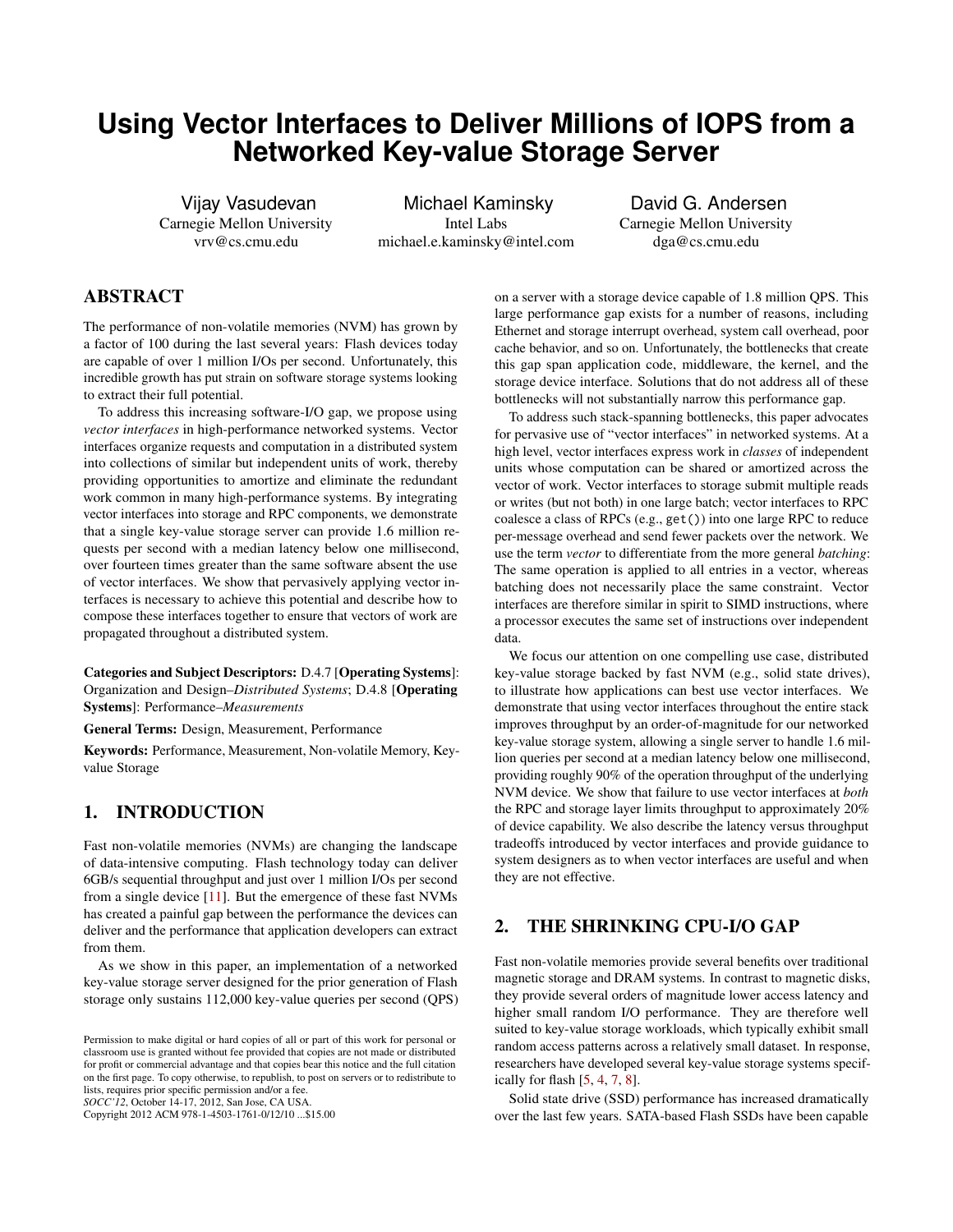# Using Vector Interfaces to Deliver Millions of IOPS from a Networked Key-value Storage Server

Vijay Vasudevan
Carnegie Mellon University
vrv@cs.cmu.edu

Michael Kaminsky
Intel Labs
michael.e.kaminsky@intel.com

David G. Andersen
Carnegie Mellon University
dga@cs.cmu.edu

## ABSTRACT

The performance of non-volatile memories (NVM) has grown by a factor of 100 during the last several years: Flash devices today are capable of over 1 million I/Os per second. Unfortunately, this incredible growth has put strain on software storage systems looking to extract their full potential.

To address this increasing software-I/O gap, we propose using *vector interfaces* in high-performance networked systems. Vector interfaces organize requests and computation in a distributed system into collections of similar but independent units of work, thereby providing opportunities to amortize and eliminate the redundant work common in many high-performance systems. By integrating vector interfaces into storage and RPC components, we demonstrate that a single key-value storage server can provide 1.6 million requests per second with a median latency below one millisecond, over fourteen times greater than the same software absent the use of vector interfaces. We show that pervasively applying vector interfaces is necessary to achieve this potential and describe how to compose these interfaces together to ensure that vectors of work are propagated throughout a distributed system.

**Categories and Subject Descriptors:** D.4.7 [**Operating Systems**]: Organization and Design–*Distributed Systems*; D.4.8 [**Operating Systems**]: Performance–*Measurements*

**General Terms:** Design, Measurement, Performance

**Keywords:** Performance, Measurement, Non-volatile Memory, Key-value Storage

## 1. INTRODUCTION

Fast non-volatile memories (NVMs) are changing the landscape of data-intensive computing. Flash technology today can deliver 6GB/s sequential throughput and just over 1 million I/Os per second from a single device [11]. But the emergence of these fast NVMs has created a painful gap between the performance the devices can deliver and the performance that application developers can extract from them.

As we show in this paper, an implementation of a networked key-value storage server designed for the prior generation of Flash storage only sustains 112,000 key-value queries per second (QPS) on a server with a storage device capable of 1.8 million QPS. This large performance gap exists for a number of reasons, including Ethernet and storage interrupt overhead, system call overhead, poor cache behavior, and so on. Unfortunately, the bottlenecks that create this gap span application code, middleware, the kernel, and the storage device interface. Solutions that do not address all of these bottlenecks will not substantially narrow this performance gap.

To address such stack-spanning bottlenecks, this paper advocates for pervasive use of "vector interfaces" in networked systems. At a high level, vector interfaces express work in *classes* of independent units whose computation can be shared or amortized across the vector of work. Vector interfaces to storage submit multiple reads or writes (but not both) in one large batch; vector interfaces to RPC coalesce a class of RPCs (e.g., `get()`) into one large RPC to reduce per-message overhead and send fewer packets over the network. We use the term *vector* to differentiate from the more general *batching*: The same operation is applied to all entries in a vector, whereas batching does not necessarily place the same constraint. Vector interfaces are therefore similar in spirit to SIMD instructions, where a processor executes the same set of instructions over independent data.

We focus our attention on one compelling use case, distributed key-value storage backed by fast NVM (e.g., solid state drives), to illustrate how applications can best use vector interfaces. We demonstrate that using vector interfaces throughout the entire stack improves throughput by an order-of-magnitude for our networked key-value storage system, allowing a single server to handle 1.6 million queries per second at a median latency below one millisecond, providing roughly 90% of the operation throughput of the underlying NVM device. We show that failure to use vector interfaces at *both* the RPC and storage layer limits throughput to approximately 20% of device capability. We also describe the latency versus throughput tradeoffs introduced by vector interfaces and provide guidance to system designers as to when vector interfaces are useful and when they are not effective.

## 2. THE SHRINKING CPU-I/O GAP

Fast non-volatile memories provide several benefits over traditional magnetic storage and DRAM systems. In contrast to magnetic disks, they provide several orders of magnitude lower access latency and higher small random I/O performance. They are therefore well suited to key-value storage workloads, which typically exhibit small random access patterns across a relatively small dataset. In response, researchers have developed several key-value storage systems specifically for flash [5, 4, 7, 8].

Solid state drive (SSD) performance has increased dramatically over the last few years. SATA-based Flash SSDs have been capable

Permission to make digital or hard copies of all or part of this work for personal or classroom use is granted without fee provided that copies are not made or distributed for profit or commercial advantage and that copies bear this notice and the full citation on the first page. To copy otherwise, to republish, to post on servers or to redistribute to lists, requires prior specific permission and/or a fee.
*SOCC'12*, October 14-17, 2012, San Jose, CA USA.
Copyright 2012 ACM 978-1-4503-1761-0/12/10 ...$15.00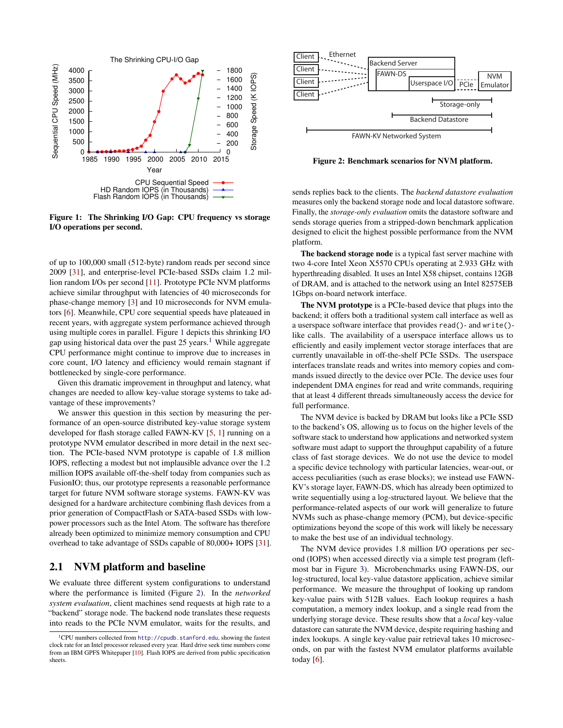The Shrinking CPU-I/O Gap

Sequential CPU Speed (MHz)

4000
3500
3000
2500
2000
1500
1000
500
0

1800
1600
1400
1200
1000
800
600
400
200
0

Storage Speed (K IOPS)

1985 1990 1995 2000 2005 2010 2015

Year

CPU Sequential Speed
HD Random IOPS (in Thousands)
Flash Random IOPS (in Thousands)

**Figure 1: The Shrinking I/O Gap: CPU frequency vs storage I/O operations per second.**

of up to 100,000 small (512-byte) random reads per second since 2009 [31], and enterprise-level PCIe-based SSDs claim 1.2 million random I/Os per second [11]. Prototype PCIe NVM platforms achieve similar throughput with latencies of 40 microseconds for phase-change memory [3] and 10 microseconds for NVM emulators [6]. Meanwhile, CPU core sequential speeds have plateaued in recent years, with aggregate system performance achieved through using multiple cores in parallel. Figure 1 depicts this shrinking I/O gap using historical data over the past 25 years.[1] While aggregate CPU performance might continue to improve due to increases in core count, I/O latency and efficiency would remain stagnant if bottlenecked by single-core performance.

Given this dramatic improvement in throughput and latency, what changes are needed to allow key-value storage systems to take advantage of these improvements?

We answer this question in this section by measuring the performance of an open-source distributed key-value storage system developed for flash storage called FAWN-KV [5, 1] running on a prototype NVM emulator described in more detail in the next section. The PCIe-based NVM prototype is capable of 1.8 million IOPS, reflecting a modest but not implausible advance over the 1.2 million IOPS available off-the-shelf today from companies such as FusionIO; thus, our prototype represents a reasonable performance target for future NVM software storage systems. FAWN-KV was designed for a hardware architecture combining flash devices from a prior generation of CompactFlash or SATA-based SSDs with low-power processors such as the Intel Atom. The software has therefore already been optimized to minimize memory consumption and CPU overhead to take advantage of SSDs capable of 80,000+ IOPS [31].

## 2.1 NVM platform and baseline

We evaluate three different system configurations to understand where the performance is limited (Figure 2). In the *networked system evaluation*, client machines send requests at high rate to a "backend" storage node. The backend node translates these requests into reads to the PCIe NVM emulator, waits for the results, and

[1] CPU numbers collected from http://cpudb.stanford.edu, showing the fastest clock rate for an Intel processor released every year. Hard drive seek time numbers come from an IBM GPFS Whitepaper [10]. Flash IOPS are derived from public specification sheets.

Client
Client
Client
Client
Ethernet
Backend Server
FAWN-DS
Userspace I/O
PCIe
NVM Emulator
Storage-only
Backend Datastore
FAWN-KV Networked System

**Figure 2: Benchmark scenarios for NVM platform.**

sends replies back to the clients. The *backend datastore evaluation* measures only the backend storage node and local datastore software. Finally, the *storage-only evaluation* omits the datastore software and sends storage queries from a stripped-down benchmark application designed to elicit the highest possible performance from the NVM platform.

**The backend storage node** is a typical fast server machine with two 4-core Intel Xeon X5570 CPUs operating at 2.933 GHz with hyperthreading disabled. It uses an Intel X58 chipset, contains 12GB of DRAM, and is attached to the network using an Intel 82575EB 1Gbps on-board network interface.

**The NVM prototype** is a PCIe-based device that plugs into the backend; it offers both a traditional system call interface as well as a userspace software interface that provides `read()`- and `write()`-like calls. The availability of a userspace interface allows us to efficiently and easily implement vector storage interfaces that are currently unavailable in off-the-shelf PCIe SSDs. The userspace interfaces translate reads and writes into memory copies and commands issued directly to the device over PCIe. The device uses four independent DMA engines for read and write commands, requiring that at least 4 different threads simultaneously access the device for full performance.

The NVM device is backed by DRAM but looks like a PCIe SSD to the backend's OS, allowing us to focus on the higher levels of the software stack to understand how applications and networked system software must adapt to support the throughput capability of a future class of fast storage devices. We do not use the device to model a specific device technology with particular latencies, wear-out, or access peculiarities (such as erase blocks); we instead use FAWN-KV's storage layer, FAWN-DS, which has already been optimized to write sequentially using a log-structured layout. We believe that the performance-related aspects of our work will generalize to future NVMs such as phase-change memory (PCM), but device-specific optimizations beyond the scope of this work will likely be necessary to make the best use of an individual technology.

The NVM device provides 1.8 million I/O operations per second (IOPS) when accessed directly via a simple test program (left-most bar in Figure 3). Microbenchmarks using FAWN-DS, our log-structured, local key-value datastore application, achieve similar performance. We measure the throughput of looking up random key-value pairs with 512B values. Each lookup requires a hash computation, a memory index lookup, and a single read from the underlying storage device. These results show that a *local* key-value datastore can saturate the NVM device, despite requiring hashing and index lookups. A single key-value pair retrieval takes 10 microseconds, on par with the fastest NVM emulator platforms available today [6].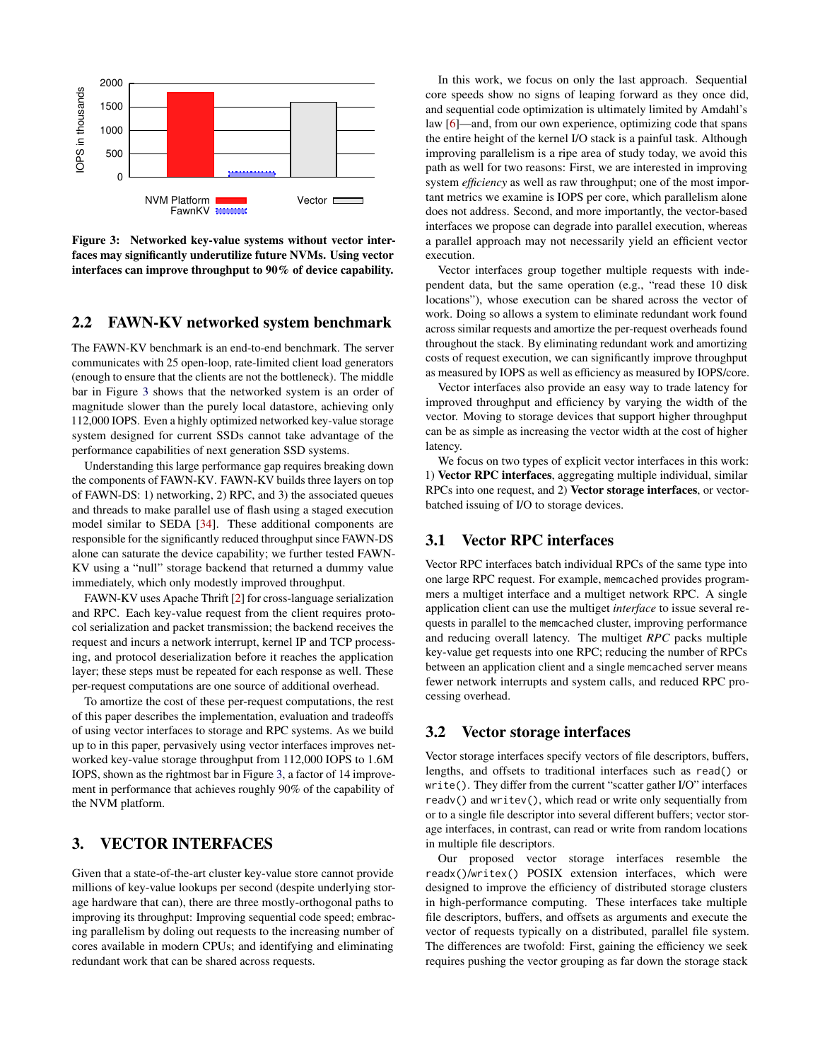IOPS in thousands

2000

1500

1000

500

0

NVM Platform

FawnKV

Vector

**Figure 3: Networked key-value systems without vector interfaces may significantly underutilize future NVMs. Using vector interfaces can improve throughput to 90% of device capability.**

## 2.2 FAWN-KV networked system benchmark

The FAWN-KV benchmark is an end-to-end benchmark. The server communicates with 25 open-loop, rate-limited client load generators (enough to ensure that the clients are not the bottleneck). The middle bar in Figure 3 shows that the networked system is an order of magnitude slower than the purely local datastore, achieving only 112,000 IOPS. Even a highly optimized networked key-value storage system designed for current SSDs cannot take advantage of the performance capabilities of next generation SSD systems.

Understanding this large performance gap requires breaking down the components of FAWN-KV. FAWN-KV builds three layers on top of FAWN-DS: 1) networking, 2) RPC, and 3) the associated queues and threads to make parallel use of flash using a staged execution model similar to SEDA [34]. These additional components are responsible for the significantly reduced throughput since FAWN-DS alone can saturate the device capability; we further tested FAWN-KV using a "null" storage backend that returned a dummy value immediately, which only modestly improved throughput.

FAWN-KV uses Apache Thrift [2] for cross-language serialization and RPC. Each key-value request from the client requires protocol serialization and packet transmission; the backend receives the request and incurs a network interrupt, kernel IP and TCP processing, and protocol deserialization before it reaches the application layer; these steps must be repeated for each response as well. These per-request computations are one source of additional overhead.

To amortize the cost of these per-request computations, the rest of this paper describes the implementation, evaluation and tradeoffs of using vector interfaces to storage and RPC systems. As we build up to in this paper, pervasively using vector interfaces improves networked key-value storage throughput from 112,000 IOPS to 1.6M IOPS, shown as the rightmost bar in Figure 3, a factor of 14 improvement in performance that achieves roughly 90% of the capability of the NVM platform.

# 3. VECTOR INTERFACES

Given that a state-of-the-art cluster key-value store cannot provide millions of key-value lookups per second (despite underlying storage hardware that can), there are three mostly-orthogonal paths to improving its throughput: Improving sequential code speed; embracing parallelism by doling out requests to the increasing number of cores available in modern CPUs; and identifying and eliminating redundant work that can be shared across requests.

In this work, we focus on only the last approach. Sequential core speeds show no signs of leaping forward as they once did, and sequential code optimization is ultimately limited by Amdahl's law [6]—and, from our own experience, optimizing code that spans the entire height of the kernel I/O stack is a painful task. Although improving parallelism is a ripe area of study today, we avoid this path as well for two reasons: First, we are interested in improving system *efficiency* as well as raw throughput; one of the most important metrics we examine is IOPS per core, which parallelism alone does not address. Second, and more importantly, the vector-based interfaces we propose can degrade into parallel execution, whereas a parallel approach may not necessarily yield an efficient vector execution.

Vector interfaces group together multiple requests with independent data, but the same operation (e.g., "read these 10 disk locations"), whose execution can be shared across the vector of work. Doing so allows a system to eliminate redundant work found across similar requests and amortize the per-request overheads found throughout the stack. By eliminating redundant work and amortizing costs of request execution, we can significantly improve throughput as measured by IOPS as well as efficiency as measured by IOPS/core.

Vector interfaces also provide an easy way to trade latency for improved throughput and efficiency by varying the width of the vector. Moving to storage devices that support higher throughput can be as simple as increasing the vector width at the cost of higher latency.

We focus on two types of explicit vector interfaces in this work: 1) **Vector RPC interfaces**, aggregating multiple individual, similar RPCs into one request, and 2) **Vector storage interfaces**, or vector-batched issuing of I/O to storage devices.

## 3.1 Vector RPC interfaces

Vector RPC interfaces batch individual RPCs of the same type into one large RPC request. For example, `memcached` provides programmers a multiget interface and a multiget network RPC. A single application client can use the multiget *interface* to issue several requests in parallel to the `memcached` cluster, improving performance and reducing overall latency. The multiget *RPC* packs multiple key-value get requests into one RPC; reducing the number of RPCs between an application client and a single `memcached` server means fewer network interrupts and system calls, and reduced RPC processing overhead.

## 3.2 Vector storage interfaces

Vector storage interfaces specify vectors of file descriptors, buffers, lengths, and offsets to traditional interfaces such as `read()` or `write()`. They differ from the current "scatter gather I/O" interfaces `readv()` and `writev()`, which read or write only sequentially from or to a single file descriptor into several different buffers; vector storage interfaces, in contrast, can read or write from random locations in multiple file descriptors.

Our proposed vector storage interfaces resemble the `readx()`/`writex()` POSIX extension interfaces, which were designed to improve the efficiency of distributed storage clusters in high-performance computing. These interfaces take multiple file descriptors, buffers, and offsets as arguments and execute the vector of requests typically on a distributed, parallel file system. The differences are twofold: First, gaining the efficiency we seek requires pushing the vector grouping as far down the storage stack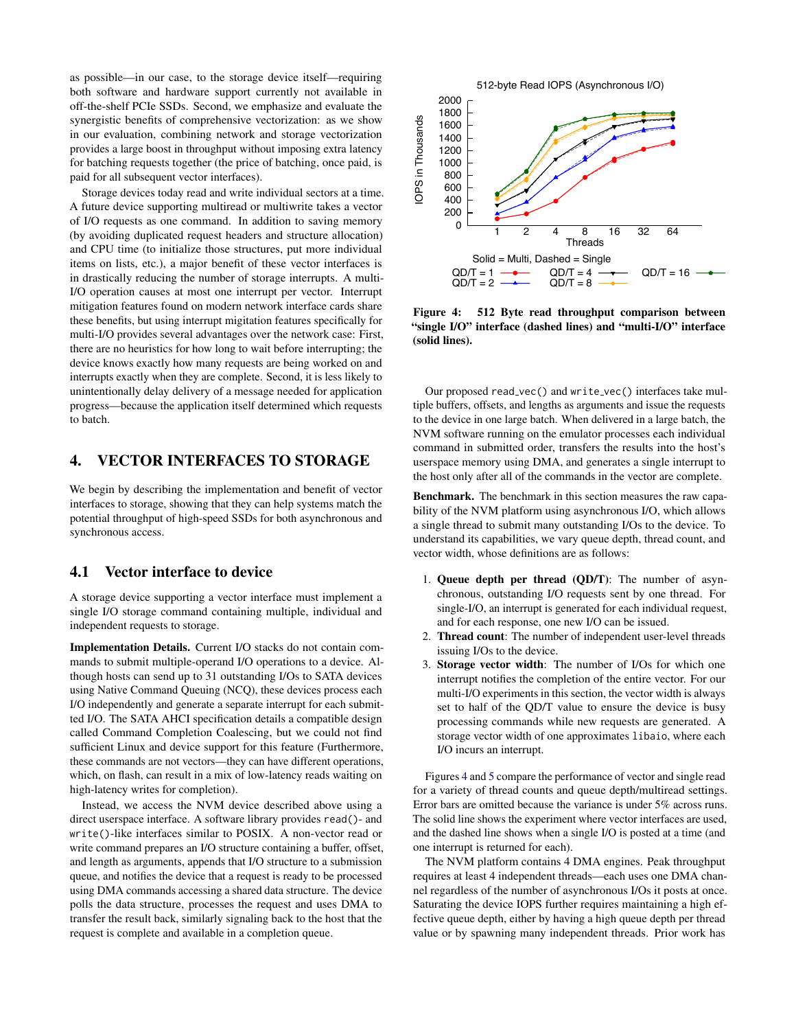as possible—in our case, to the storage device itself—requiring both software and hardware support currently not available in off-the-shelf PCIe SSDs. Second, we emphasize and evaluate the synergistic benefits of comprehensive vectorization: as we show in our evaluation, combining network and storage vectorization provides a large boost in throughput without imposing extra latency for batching requests together (the price of batching, once paid, is paid for all subsequent vector interfaces).

Storage devices today read and write individual sectors at a time. A future device supporting multiread or multiwrite takes a vector of I/O requests as one command. In addition to saving memory (by avoiding duplicated request headers and structure allocation) and CPU time (to initialize those structures, put more individual items on lists, etc.), a major benefit of these vector interfaces is in drastically reducing the number of storage interrupts. A multi-I/O operation causes at most one interrupt per vector. Interrupt mitigation features found on modern network interface cards share these benefits, but using interrupt migitation features specifically for multi-I/O provides several advantages over the network case: First, there are no heuristics for how long to wait before interrupting; the device knows exactly how many requests are being worked on and interrupts exactly when they are complete. Second, it is less likely to unintentionally delay delivery of a message needed for application progress—because the application itself determined which requests to batch.

# 4. VECTOR INTERFACES TO STORAGE

We begin by describing the implementation and benefit of vector interfaces to storage, showing that they can help systems match the potential throughput of high-speed SSDs for both asynchronous and synchronous access.

## 4.1 Vector interface to device

A storage device supporting a vector interface must implement a single I/O storage command containing multiple, individual and independent requests to storage.

**Implementation Details.** Current I/O stacks do not contain commands to submit multiple-operand I/O operations to a device. Although hosts can send up to 31 outstanding I/Os to SATA devices using Native Command Queuing (NCQ), these devices process each I/O independently and generate a separate interrupt for each submitted I/O. The SATA AHCI specification details a compatible design called Command Completion Coalescing, but we could not find sufficient Linux and device support for this feature (Furthermore, these commands are not vectors—they can have different operations, which, on flash, can result in a mix of low-latency reads waiting on high-latency writes for completion).

Instead, we access the NVM device described above using a direct userspace interface. A software library provides `read()`- and `write()`-like interfaces similar to POSIX. A non-vector read or write command prepares an I/O structure containing a buffer, offset, and length as arguments, appends that I/O structure to a submission queue, and notifies the device that a request is ready to be processed using DMA commands accessing a shared data structure. The device polls the data structure, processes the request and uses DMA to transfer the result back, similarly signaling back to the host that the request is complete and available in a completion queue.

512-byte Read IOPS (Asynchronous I/O)

IOPS in Thousands

2000
1800
1600
1400
1200
1000
800
600
400
200
0

1 2 4 8 16 32 64

Threads

Solid = Multi, Dashed = Single

QD/T = 1
QD/T = 2
QD/T = 4
QD/T = 8
QD/T = 16

**Figure 4: 512 Byte read throughput comparison between "single I/O" interface (dashed lines) and "multi-I/O" interface (solid lines).**

Our proposed `read_vec()` and `write_vec()` interfaces take multiple buffers, offsets, and lengths as arguments and issue the requests to the device in one large batch. When delivered in a large batch, the NVM software running on the emulator processes each individual command in submitted order, transfers the results into the host's userspace memory using DMA, and generates a single interrupt to the host only after all of the commands in the vector are complete.

**Benchmark.** The benchmark in this section measures the raw capability of the NVM platform using asynchronous I/O, which allows a single thread to submit many outstanding I/Os to the device. To understand its capabilities, we vary queue depth, thread count, and vector width, whose definitions are as follows:

1. **Queue depth per thread (QD/T)**: The number of asynchronous, outstanding I/O requests sent by one thread. For single-I/O, an interrupt is generated for each individual request, and for each response, one new I/O can be issued.
2. **Thread count**: The number of independent user-level threads issuing I/Os to the device.
3. **Storage vector width**: The number of I/Os for which one interrupt notifies the completion of the entire vector. For our multi-I/O experiments in this section, the vector width is always set to half of the QD/T value to ensure the device is busy processing commands while new requests are generated. A storage vector width of one approximates `libaio`, where each I/O incurs an interrupt.

Figures 4 and 5 compare the performance of vector and single read for a variety of thread counts and queue depth/multiread settings. Error bars are omitted because the variance is under 5% across runs. The solid line shows the experiment where vector interfaces are used, and the dashed line shows when a single I/O is posted at a time (and one interrupt is returned for each).

The NVM platform contains 4 DMA engines. Peak throughput requires at least 4 independent threads—each uses one DMA channel regardless of the number of asynchronous I/Os it posts at once. Saturating the device IOPS further requires maintaining a high effective queue depth, either by having a high queue depth per thread value or by spawning many independent threads. Prior work has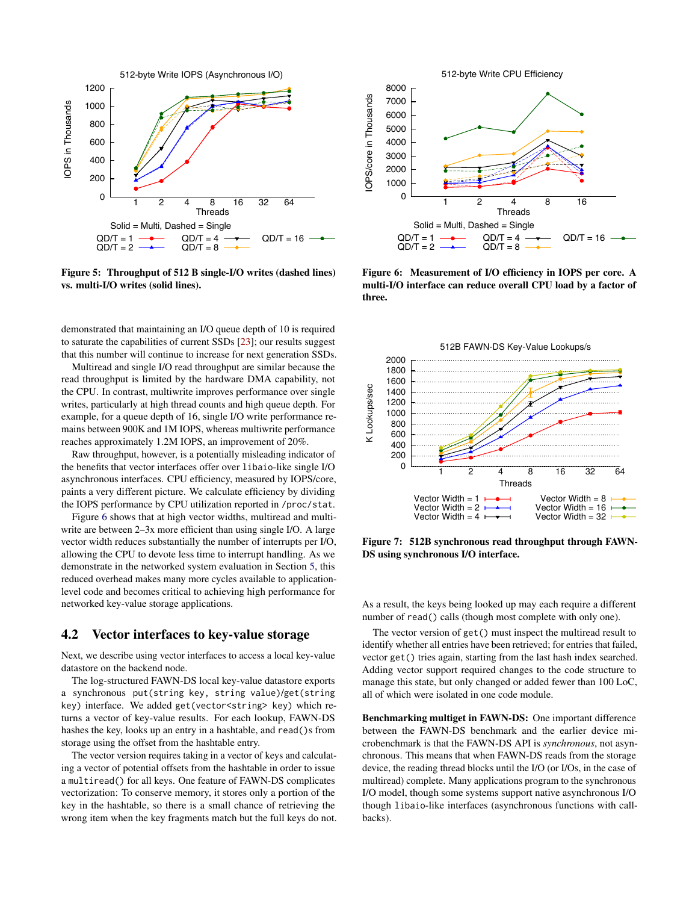512-byte Write IOPS (Asynchronous I/O)

IOPS in Thousands

1200
1000
800
600
400
200
0

1 2 4 8 16 32 64

Threads

Solid = Multi, Dashed = Single

QD/T = 1
QD/T = 2
QD/T = 4
QD/T = 8
QD/T = 16

**Figure 5: Throughput of 512 B single-I/O writes (dashed lines) vs. multi-I/O writes (solid lines).**

512-byte Write CPU Efficiency

IOPS/core in Thousands

8000
7000
6000
5000
4000
3000
2000
1000
0

1 2 4 8 16

Threads

Solid = Multi, Dashed = Single

QD/T = 1
QD/T = 2
QD/T = 4
QD/T = 8
QD/T = 16

**Figure 6: Measurement of I/O efficiency in IOPS per core. A multi-I/O interface can reduce overall CPU load by a factor of three.**

demonstrated that maintaining an I/O queue depth of 10 is required to saturate the capabilities of current SSDs [23]; our results suggest that this number will continue to increase for next generation SSDs.

Multiread and single I/O read throughput are similar because the read throughput is limited by the hardware DMA capability, not the CPU. In contrast, multiwrite improves performance over single writes, particularly at high thread counts and high queue depth. For example, for a queue depth of 16, single I/O write performance remains between 900K and 1M IOPS, whereas multiwrite performance reaches approximately 1.2M IOPS, an improvement of 20%.

Raw throughput, however, is a potentially misleading indicator of the benefits that vector interfaces offer over libaio-like single I/O asynchronous interfaces. CPU efficiency, measured by IOPS/core, paints a very different picture. We calculate efficiency by dividing the IOPS performance by CPU utilization reported in /proc/stat.

Figure 6 shows that at high vector widths, multiread and multiwrite are between 2–3x more efficient than using single I/O. A large vector width reduces substantially the number of interrupts per I/O, allowing the CPU to devote less time to interrupt handling. As we demonstrate in the networked system evaluation in Section 5, this reduced overhead makes many more cycles available to application-level code and becomes critical to achieving high performance for networked key-value storage applications.

## 4.2 Vector interfaces to key-value storage

Next, we describe using vector interfaces to access a local key-value datastore on the backend node.

The log-structured FAWN-DS local key-value datastore exports a synchronous put(string key, string value)/get(string key) interface. We added get(vector<string> key) which returns a vector of key-value results. For each lookup, FAWN-DS hashes the key, looks up an entry in a hashtable, and read()s from storage using the offset from the hashtable entry.

The vector version requires taking in a vector of keys and calculating a vector of potential offsets from the hashtable in order to issue a multiread() for all keys. One feature of FAWN-DS complicates vectorization: To conserve memory, it stores only a portion of the key in the hashtable, so there is a small chance of retrieving the wrong item when the key fragments match but the full keys do not.

512B FAWN-DS Key-Value Lookups/s

K Lookups/sec

2000
1800
1600
1400
1200
1000
800
600
400
200
0

1 2 4 8 16 32 64

Threads

Vector Width = 1
Vector Width = 2
Vector Width = 4
Vector Width = 8
Vector Width = 16
Vector Width = 32

**Figure 7: 512B synchronous read throughput through FAWN-DS using synchronous I/O interface.**

As a result, the keys being looked up may each require a different number of read() calls (though most complete with only one).

The vector version of get() must inspect the multiread result to identify whether all entries have been retrieved; for entries that failed, vector get() tries again, starting from the last hash index searched. Adding vector support required changes to the code structure to manage this state, but only changed or added fewer than 100 LoC, all of which were isolated in one code module.

**Benchmarking multiget in FAWN-DS:** One important difference between the FAWN-DS benchmark and the earlier device microbenchmark is that the FAWN-DS API is *synchronous*, not asynchronous. This means that when FAWN-DS reads from the storage device, the reading thread blocks until the I/O (or I/Os, in the case of multiread) complete. Many applications program to the synchronous I/O model, though some systems support native asynchronous I/O though libaio-like interfaces (asynchronous functions with callbacks).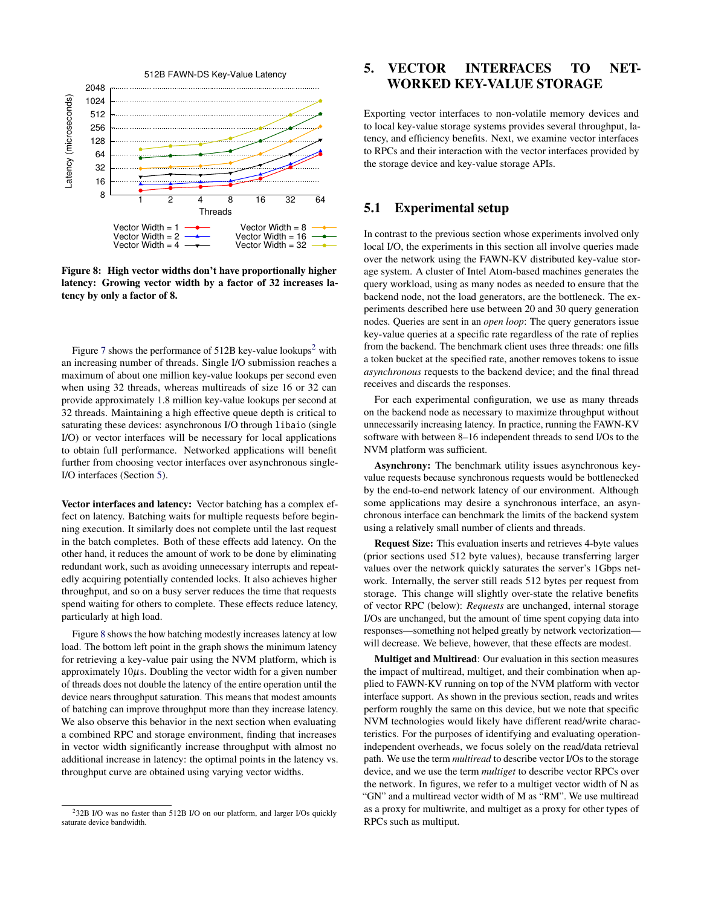512B FAWN-DS Key-Value Latency

Latency (microseconds)

2048
1024
512
256
128
64
32
16
8

1 2 4 8 16 32 64

Threads

Vector Width = 1
Vector Width = 2
Vector Width = 4
Vector Width = 8
Vector Width = 16
Vector Width = 32

**Figure 8: High vector widths don't have proportionally higher latency: Growing vector width by a factor of 32 increases latency by only a factor of 8.**

Figure 7 shows the performance of 512B key-value lookups[2] with an increasing number of threads. Single I/O submission reaches a maximum of about one million key-value lookups per second even when using 32 threads, whereas multireads of size 16 or 32 can provide approximately 1.8 million key-value lookups per second at 32 threads. Maintaining a high effective queue depth is critical to saturating these devices: asynchronous I/O through `libaio` (single I/O) or vector interfaces will be necessary for local applications to obtain full performance. Networked applications will benefit further from choosing vector interfaces over asynchronous single-I/O interfaces (Section 5).

**Vector interfaces and latency:** Vector batching has a complex effect on latency. Batching waits for multiple requests before beginning execution. It similarly does not complete until the last request in the batch completes. Both of these effects add latency. On the other hand, it reduces the amount of work to be done by eliminating redundant work, such as avoiding unnecessary interrupts and repeatedly acquiring potentially contended locks. It also achieves higher throughput, and so on a busy server reduces the time that requests spend waiting for others to complete. These effects reduce latency, particularly at high load.

Figure 8 shows the how batching modestly increases latency at low load. The bottom left point in the graph shows the minimum latency for retrieving a key-value pair using the NVM platform, which is approximately 10$\mu$s. Doubling the vector width for a given number of threads does not double the latency of the entire operation until the device nears throughput saturation. This means that modest amounts of batching can improve throughput more than they increase latency. We also observe this behavior in the next section when evaluating a combined RPC and storage environment, finding that increases in vector width significantly increase throughput with almost no additional increase in latency: the optimal points in the latency vs. throughput curve are obtained using varying vector widths.

[2] 32B I/O was no faster than 512B I/O on our platform, and larger I/Os quickly saturate device bandwidth.

# 5. VECTOR INTERFACES TO NETWORKED KEY-VALUE STORAGE

Exporting vector interfaces to non-volatile memory devices and to local key-value storage systems provides several throughput, latency, and efficiency benefits. Next, we examine vector interfaces to RPCs and their interaction with the vector interfaces provided by the storage device and key-value storage APIs.

## 5.1 Experimental setup

In contrast to the previous section whose experiments involved only local I/O, the experiments in this section all involve queries made over the network using the FAWN-KV distributed key-value storage system. A cluster of Intel Atom-based machines generates the query workload, using as many nodes as needed to ensure that the backend node, not the load generators, are the bottleneck. The experiments described here use between 20 and 30 query generation nodes. Queries are sent in an *open loop*: The query generators issue key-value queries at a specific rate regardless of the rate of replies from the backend. The benchmark client uses three threads: one fills a token bucket at the specified rate, another removes tokens to issue *asynchronous* requests to the backend device; and the final thread receives and discards the responses.

For each experimental configuration, we use as many threads on the backend node as necessary to maximize throughput without unnecessarily increasing latency. In practice, running the FAWN-KV software with between 8–16 independent threads to send I/Os to the NVM platform was sufficient.

**Asynchrony:** The benchmark utility issues asynchronous key-value requests because synchronous requests would be bottlenecked by the end-to-end network latency of our environment. Although some applications may desire a synchronous interface, an asynchronous interface can benchmark the limits of the backend system using a relatively small number of clients and threads.

**Request Size:** This evaluation inserts and retrieves 4-byte values (prior sections used 512 byte values), because transferring larger values over the network quickly saturates the server's 1Gbps network. Internally, the server still reads 512 bytes per request from storage. This change will slightly over-state the relative benefits of vector RPC (below): *Requests* are unchanged, internal storage I/Os are unchanged, but the amount of time spent copying data into responses—something not helped greatly by network vectorization—will decrease. We believe, however, that these effects are modest.

**Multiget and Multiread**: Our evaluation in this section measures the impact of multiread, multiget, and their combination when applied to FAWN-KV running on top of the NVM platform with vector interface support. As shown in the previous section, reads and writes perform roughly the same on this device, but we note that specific NVM technologies would likely have different read/write characteristics. For the purposes of identifying and evaluating operation-independent overheads, we focus solely on the read/data retrieval path. We use the term *multiread* to describe vector I/Os to the storage device, and we use the term *multiget* to describe vector RPCs over the network. In figures, we refer to a multiget vector width of N as "GN" and a multiread vector width of M as "RM". We use multiread as a proxy for multiwrite, and multiget as a proxy for other types of RPCs such as multiput.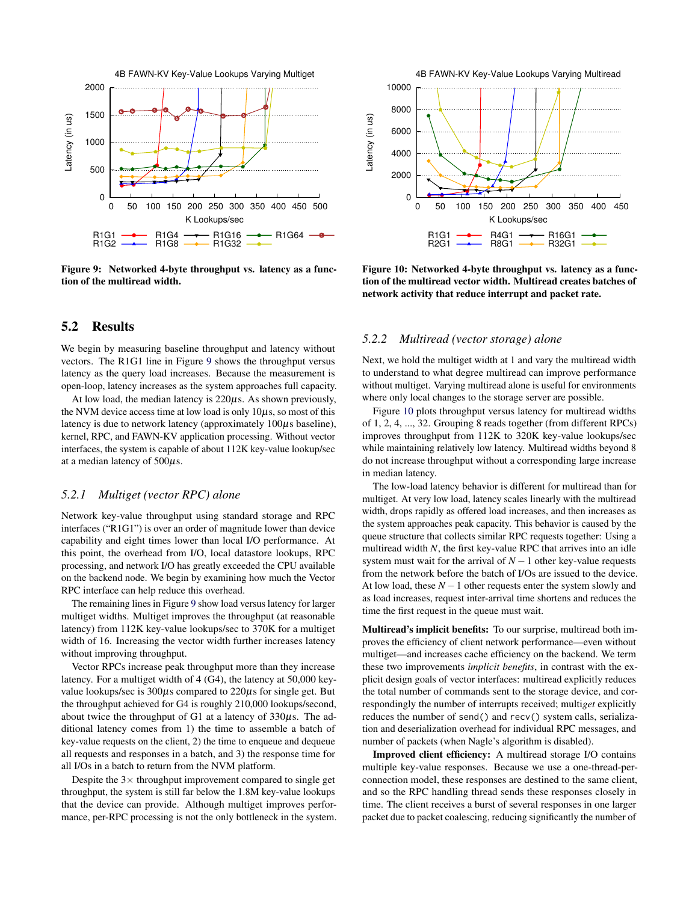**Figure 9: Networked 4-byte throughput vs. latency as a function of the multiread width.**

**Figure 10: Networked 4-byte throughput vs. latency as a function of the multiread vector width. Multiread creates batches of network activity that reduce interrupt and packet rate.**

## 5.2 Results

We begin by measuring baseline throughput and latency without vectors. The R1G1 line in Figure 9 shows the throughput versus latency as the query load increases. Because the measurement is open-loop, latency increases as the system approaches full capacity.

At low load, the median latency is 220$\mu$s. As shown previously, the NVM device access time at low load is only 10$\mu$s, so most of this latency is due to network latency (approximately 100$\mu$s baseline), kernel, RPC, and FAWN-KV application processing. Without vector interfaces, the system is capable of about 112K key-value lookup/sec at a median latency of 500$\mu$s.

### 5.2.1 *Multiget (vector RPC) alone*

Network key-value throughput using standard storage and RPC interfaces ("R1G1") is over an order of magnitude lower than device capability and eight times lower than local I/O performance. At this point, the overhead from I/O, local datastore lookups, RPC processing, and network I/O has greatly exceeded the CPU available on the backend node. We begin by examining how much the Vector RPC interface can help reduce this overhead.

The remaining lines in Figure 9 show load versus latency for larger multiget widths. Multiget improves the throughput (at reasonable latency) from 112K key-value lookups/sec to 370K for a multiget width of 16. Increasing the vector width further increases latency without improving throughput.

Vector RPCs increase peak throughput more than they increase latency. For a multiget width of 4 (G4), the latency at 50,000 key-value lookups/sec is 300$\mu$s compared to 220$\mu$s for single get. But the throughput achieved for G4 is roughly 210,000 lookups/second, about twice the throughput of G1 at a latency of 330$\mu$s. The additional latency comes from 1) the time to assemble a batch of key-value requests on the client, 2) the time to enqueue and dequeue all requests and responses in a batch, and 3) the response time for all I/Os in a batch to return from the NVM platform.

Despite the 3$\times$ throughput improvement compared to single get throughput, the system is still far below the 1.8M key-value lookups that the device can provide. Although multiget improves performance, per-RPC processing is not the only bottleneck in the system.

### 5.2.2 *Multiread (vector storage) alone*

Next, we hold the multiget width at 1 and vary the multiread width to understand to what degree multiread can improve performance without multiget. Varying multiread alone is useful for environments where only local changes to the storage server are possible.

Figure 10 plots throughput versus latency for multiread widths of 1, 2, 4, ..., 32. Grouping 8 reads together (from different RPCs) improves throughput from 112K to 320K key-value lookups/sec while maintaining relatively low latency. Multiread widths beyond 8 do not increase throughput without a corresponding large increase in median latency.

The low-load latency behavior is different for multiread than for multiget. At very low load, latency scales linearly with the multiread width, drops rapidly as offered load increases, and then increases as the system approaches peak capacity. This behavior is caused by the queue structure that collects similar RPC requests together: Using a multiread width $N$, the first key-value RPC that arrives into an idle system must wait for the arrival of $N-1$ other key-value requests from the network before the batch of I/Os are issued to the device. At low load, these $N-1$ other requests enter the system slowly and as load increases, request inter-arrival time shortens and reduces the time the first request in the queue must wait.

**Multiread's implicit benefits:** To our surprise, multiread both improves the efficiency of client network performance—even without multiget—and increases cache efficiency on the backend. We term these two improvements *implicit benefits*, in contrast with the explicit design goals of vector interfaces: multiread explicitly reduces the total number of commands sent to the storage device, and correspondingly the number of interrupts received; multi*get* explicitly reduces the number of send() and recv() system calls, serialization and deserialization overhead for individual RPC messages, and number of packets (when Nagle's algorithm is disabled).

**Improved client efficiency:** A multiread storage I/O contains multiple key-value responses. Because we use a one-thread-per-connection model, these responses are destined to the same client, and so the RPC handling thread sends these responses closely in time. The client receives a burst of several responses in one larger packet due to packet coalescing, reducing significantly the number of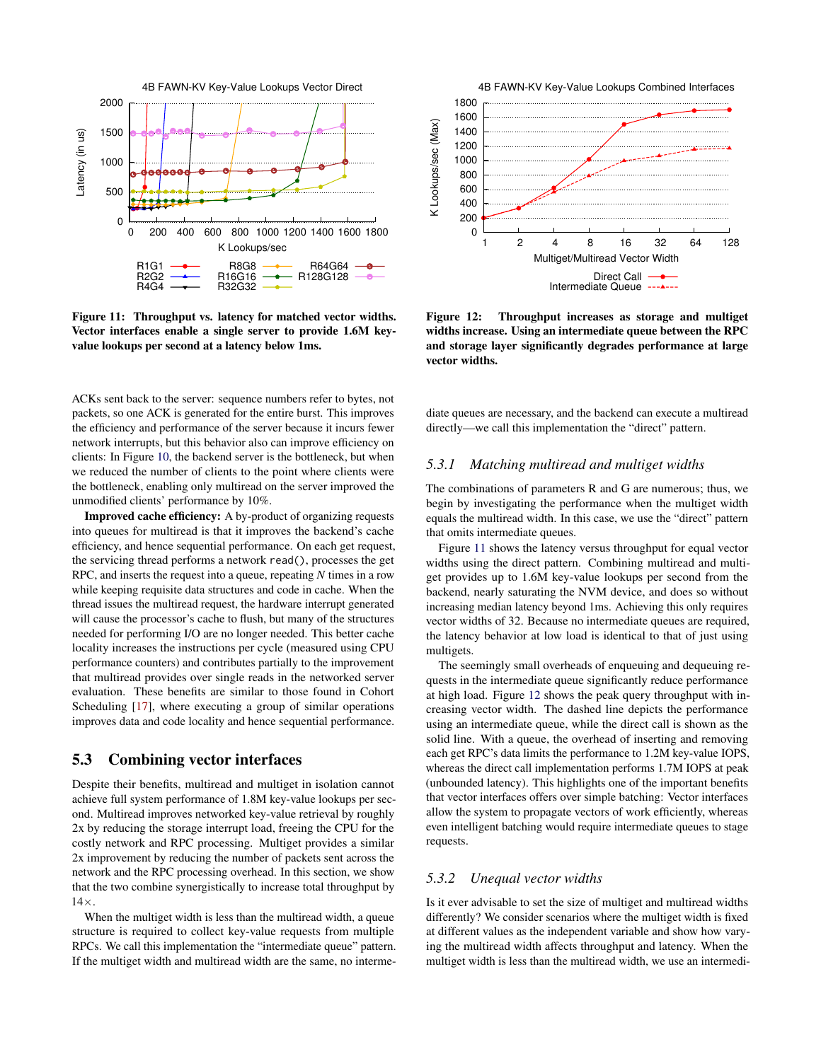4B FAWN-KV Key-Value Lookups Vector Direct

Latency (in us)

2000
1500
1000
500
0

0 200 400 600 800 1000 1200 1400 1600 1800

K Lookups/sec

R1G1
R2G2
R4G4
R8G8
R16G16
R32G32
R64G64
R128G128

**Figure 11: Throughput vs. latency for matched vector widths. Vector interfaces enable a single server to provide 1.6M key-value lookups per second at a latency below 1ms.**

4B FAWN-KV Key-Value Lookups Combined Interfaces

K Lookups/sec (Max)

1800
1600
1400
1200
1000
800
600
400
200
0

1 2 4 8 16 32 64 128

Multiget/Multiread Vector Width

Direct Call
Intermediate Queue

**Figure 12: Throughput increases as storage and multiget widths increase. Using an intermediate queue between the RPC and storage layer significantly degrades performance at large vector widths.**

ACKs sent back to the server: sequence numbers refer to bytes, not packets, so one ACK is generated for the entire burst. This improves the efficiency and performance of the server because it incurs fewer network interrupts, but this behavior also can improve efficiency on clients: In Figure 10, the backend server is the bottleneck, but when we reduced the number of clients to the point where clients were the bottleneck, enabling only multiread on the server improved the unmodified clients' performance by 10%.

**Improved cache efficiency:** A by-product of organizing requests into queues for multiread is that it improves the backend's cache efficiency, and hence sequential performance. On each get request, the servicing thread performs a network `read()`, processes the get RPC, and inserts the request into a queue, repeating $N$ times in a row while keeping requisite data structures and code in cache. When the thread issues the multiread request, the hardware interrupt generated will cause the processor's cache to flush, but many of the structures needed for performing I/O are no longer needed. This better cache locality increases the instructions per cycle (measured using CPU performance counters) and contributes partially to the improvement that multiread provides over single reads in the networked server evaluation. These benefits are similar to those found in Cohort Scheduling [17], where executing a group of similar operations improves data and code locality and hence sequential performance.

## 5.3 Combining vector interfaces

Despite their benefits, multiread and multiget in isolation cannot achieve full system performance of 1.8M key-value lookups per second. Multiread improves networked key-value retrieval by roughly 2x by reducing the storage interrupt load, freeing the CPU for the costly network and RPC processing. Multiget provides a similar 2x improvement by reducing the number of packets sent across the network and the RPC processing overhead. In this section, we show that the two combine synergistically to increase total throughput by 14×.

When the multiget width is less than the multiread width, a queue structure is required to collect key-value requests from multiple RPCs. We call this implementation the "intermediate queue" pattern. If the multiget width and multiread width are the same, no intermediate queues are necessary, and the backend can execute a multiread directly—we call this implementation the "direct" pattern.

### 5.3.1 *Matching multiread and multiget widths*

The combinations of parameters R and G are numerous; thus, we begin by investigating the performance when the multiget width equals the multiread width. In this case, we use the "direct" pattern that omits intermediate queues.

Figure 11 shows the latency versus throughput for equal vector widths using the direct pattern. Combining multiread and multiget provides up to 1.6M key-value lookups per second from the backend, nearly saturating the NVM device, and does so without increasing median latency beyond 1ms. Achieving this only requires vector widths of 32. Because no intermediate queues are required, the latency behavior at low load is identical to that of just using multigets.

The seemingly small overheads of enqueuing and dequeuing requests in the intermediate queue significantly reduce performance at high load. Figure 12 shows the peak query throughput with increasing vector width. The dashed line depicts the performance using an intermediate queue, while the direct call is shown as the solid line. With a queue, the overhead of inserting and removing each get RPC's data limits the performance to 1.2M key-value IOPS, whereas the direct call implementation performs 1.7M IOPS at peak (unbounded latency). This highlights one of the important benefits that vector interfaces offers over simple batching: Vector interfaces allow the system to propagate vectors of work efficiently, whereas even intelligent batching would require intermediate queues to stage requests.

### 5.3.2 *Unequal vector widths*

Is it ever advisable to set the size of multiget and multiread widths differently? We consider scenarios where the multiget width is fixed at different values as the independent variable and show how varying the multiread width affects throughput and latency. When the multiget width is less than the multiread width, we use an intermedi-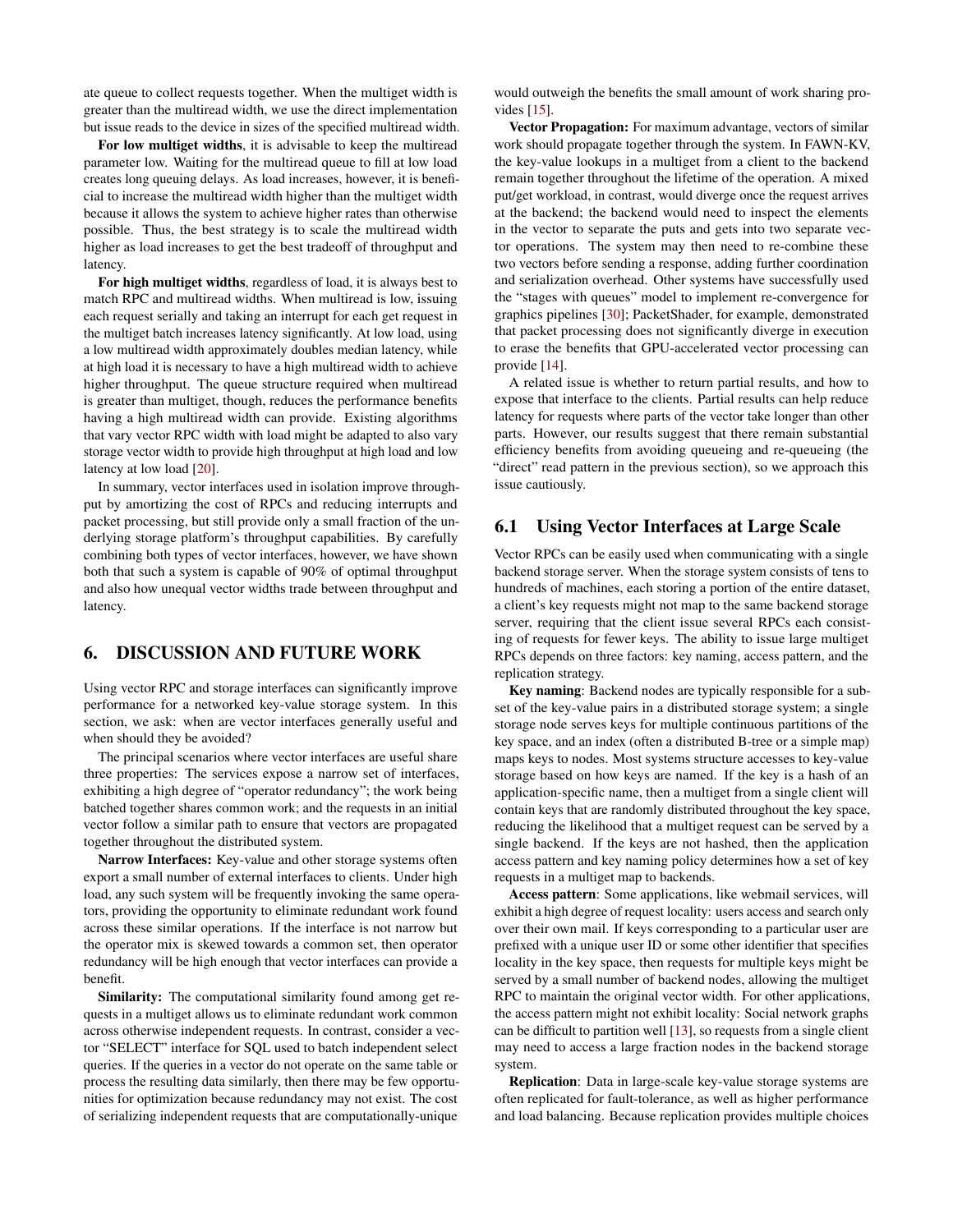ate queue to collect requests together. When the multiget width is greater than the multiread width, we use the direct implementation but issue reads to the device in sizes of the specified multiread width.

**For low multiget widths**, it is advisable to keep the multiread parameter low. Waiting for the multiread queue to fill at low load creates long queuing delays. As load increases, however, it is beneficial to increase the multiread width higher than the multiget width because it allows the system to achieve higher rates than otherwise possible. Thus, the best strategy is to scale the multiread width higher as load increases to get the best tradeoff of throughput and latency.

**For high multiget widths**, regardless of load, it is always best to match RPC and multiread widths. When multiread is low, issuing each request serially and taking an interrupt for each get request in the multiget batch increases latency significantly. At low load, using a low multiread width approximately doubles median latency, while at high load it is necessary to have a high multiread width to achieve higher throughput. The queue structure required when multiread is greater than multiget, though, reduces the performance benefits having a high multiread width can provide. Existing algorithms that vary vector RPC width with load might be adapted to also vary storage vector width to provide high throughput at high load and low latency at low load [20].

In summary, vector interfaces used in isolation improve throughput by amortizing the cost of RPCs and reducing interrupts and packet processing, but still provide only a small fraction of the underlying storage platform's throughput capabilities. By carefully combining both types of vector interfaces, however, we have shown both that such a system is capable of 90% of optimal throughput and also how unequal vector widths trade between throughput and latency.

# 6. DISCUSSION AND FUTURE WORK

Using vector RPC and storage interfaces can significantly improve performance for a networked key-value storage system. In this section, we ask: when are vector interfaces generally useful and when should they be avoided?

The principal scenarios where vector interfaces are useful share three properties: The services expose a narrow set of interfaces, exhibiting a high degree of "operator redundancy"; the work being batched together shares common work; and the requests in an initial vector follow a similar path to ensure that vectors are propagated together throughout the distributed system.

**Narrow Interfaces:** Key-value and other storage systems often export a small number of external interfaces to clients. Under high load, any such system will be frequently invoking the same operators, providing the opportunity to eliminate redundant work found across these similar operations. If the interface is not narrow but the operator mix is skewed towards a common set, then operator redundancy will be high enough that vector interfaces can provide a benefit.

**Similarity:** The computational similarity found among get requests in a multiget allows us to eliminate redundant work common across otherwise independent requests. In contrast, consider a vector "SELECT" interface for SQL used to batch independent select queries. If the queries in a vector do not operate on the same table or process the resulting data similarly, then there may be few opportunities for optimization because redundancy may not exist. The cost of serializing independent requests that are computationally-unique would outweigh the benefits the small amount of work sharing provides [15].

**Vector Propagation:** For maximum advantage, vectors of similar work should propagate together through the system. In FAWN-KV, the key-value lookups in a multiget from a client to the backend remain together throughout the lifetime of the operation. A mixed put/get workload, in contrast, would diverge once the request arrives at the backend; the backend would need to inspect the elements in the vector to separate the puts and gets into two separate vector operations. The system may then need to re-combine these two vectors before sending a response, adding further coordination and serialization overhead. Other systems have successfully used the "stages with queues" model to implement re-convergence for graphics pipelines [30]; PacketShader, for example, demonstrated that packet processing does not significantly diverge in execution to erase the benefits that GPU-accelerated vector processing can provide [14].

A related issue is whether to return partial results, and how to expose that interface to the clients. Partial results can help reduce latency for requests where parts of the vector take longer than other parts. However, our results suggest that there remain substantial efficiency benefits from avoiding queueing and re-queueing (the "direct" read pattern in the previous section), so we approach this issue cautiously.

## 6.1 Using Vector Interfaces at Large Scale

Vector RPCs can be easily used when communicating with a single backend storage server. When the storage system consists of tens to hundreds of machines, each storing a portion of the entire dataset, a client's key requests might not map to the same backend storage server, requiring that the client issue several RPCs each consisting of requests for fewer keys. The ability to issue large multiget RPCs depends on three factors: key naming, access pattern, and the replication strategy.

**Key naming**: Backend nodes are typically responsible for a subset of the key-value pairs in a distributed storage system; a single storage node serves keys for multiple continuous partitions of the key space, and an index (often a distributed B-tree or a simple map) maps keys to nodes. Most systems structure accesses to key-value storage based on how keys are named. If the key is a hash of an application-specific name, then a multiget from a single client will contain keys that are randomly distributed throughout the key space, reducing the likelihood that a multiget request can be served by a single backend. If the keys are not hashed, then the application access pattern and key naming policy determines how a set of key requests in a multiget map to backends.

**Access pattern**: Some applications, like webmail services, will exhibit a high degree of request locality: users access and search only over their own mail. If keys corresponding to a particular user are prefixed with a unique user ID or some other identifier that specifies locality in the key space, then requests for multiple keys might be served by a small number of backend nodes, allowing the multiget RPC to maintain the original vector width. For other applications, the access pattern might not exhibit locality: Social network graphs can be difficult to partition well [13], so requests from a single client may need to access a large fraction nodes in the backend storage system.

**Replication**: Data in large-scale key-value storage systems are often replicated for fault-tolerance, as well as higher performance and load balancing. Because replication provides multiple choices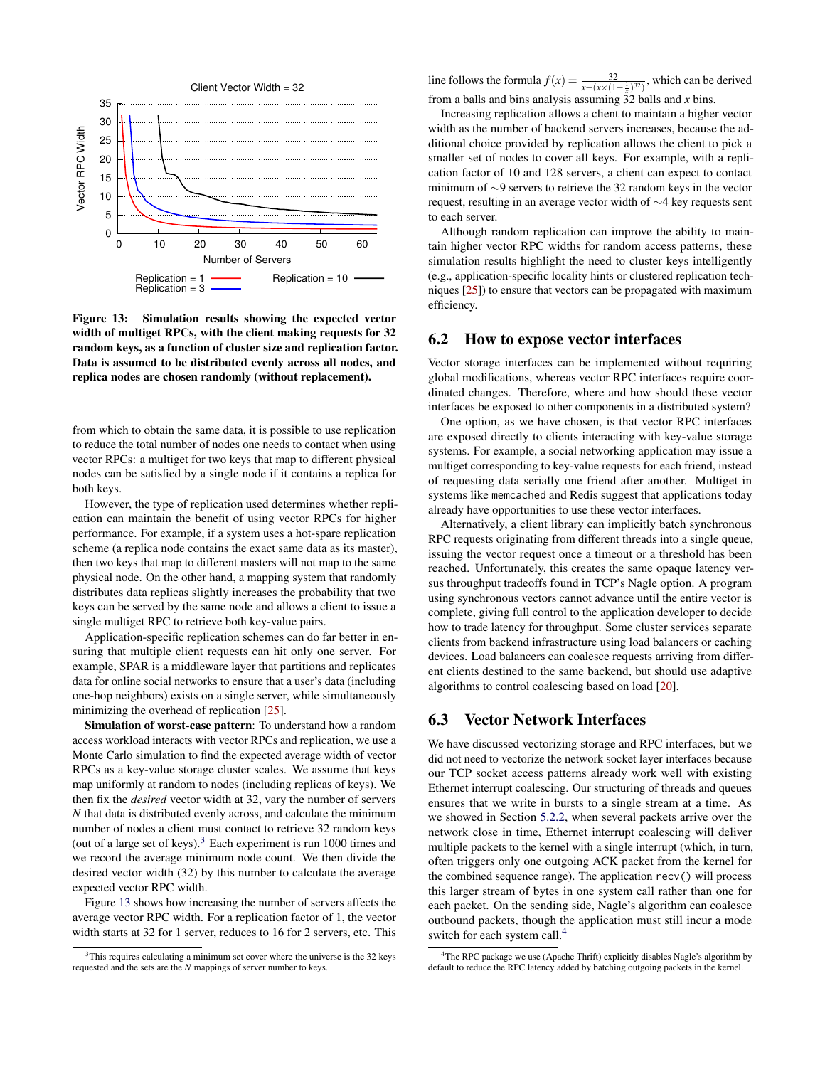Client Vector Width = 32

Vector RPC Width

35
30
25
20
15
10
5
0

0 10 20 30 40 50 60

Number of Servers

Replication = 1
Replication = 3
Replication = 10

**Figure 13: Simulation results showing the expected vector width of multiget RPCs, with the client making requests for 32 random keys, as a function of cluster size and replication factor. Data is assumed to be distributed evenly across all nodes, and replica nodes are chosen randomly (without replacement).**

from which to obtain the same data, it is possible to use replication to reduce the total number of nodes one needs to contact when using vector RPCs: a multiget for two keys that map to different physical nodes can be satisfied by a single node if it contains a replica for both keys.

However, the type of replication used determines whether replication can maintain the benefit of using vector RPCs for higher performance. For example, if a system uses a hot-spare replication scheme (a replica node contains the exact same data as its master), then two keys that map to different masters will not map to the same physical node. On the other hand, a mapping system that randomly distributes data replicas slightly increases the probability that two keys can be served by the same node and allows a client to issue a single multiget RPC to retrieve both key-value pairs.

Application-specific replication schemes can do far better in ensuring that multiple client requests can hit only one server. For example, SPAR is a middleware layer that partitions and replicates data for online social networks to ensure that a user's data (including one-hop neighbors) exists on a single server, while simultaneously minimizing the overhead of replication [25].

**Simulation of worst-case pattern**: To understand how a random access workload interacts with vector RPCs and replication, we use a Monte Carlo simulation to find the expected average width of vector RPCs as a key-value storage cluster scales. We assume that keys map uniformly at random to nodes (including replicas of keys). We then fix the *desired* vector width at 32, vary the number of servers $N$ that data is distributed evenly across, and calculate the minimum number of nodes a client must contact to retrieve 32 random keys (out of a large set of keys).[3] Each experiment is run 1000 times and we record the average minimum node count. We then divide the desired vector width (32) by this number to calculate the average expected vector RPC width.

Figure 13 shows how increasing the number of servers affects the average vector RPC width. For a replication factor of 1, the vector width starts at 32 for 1 server, reduces to 16 for 2 servers, etc. This line follows the formula $f(x) = \frac{32}{x-(x\times(1-\frac{1}{x})^{32})}$, which can be derived from a balls and bins analysis assuming 32 balls and $x$ bins.

Increasing replication allows a client to maintain a higher vector width as the number of backend servers increases, because the additional choice provided by replication allows the client to pick a smaller set of nodes to cover all keys. For example, with a replication factor of 10 and 128 servers, a client can expect to contact minimum of ∼9 servers to retrieve the 32 random keys in the vector request, resulting in an average vector width of ∼4 key requests sent to each server.

Although random replication can improve the ability to maintain higher vector RPC widths for random access patterns, these simulation results highlight the need to cluster keys intelligently (e.g., application-specific locality hints or clustered replication techniques [25]) to ensure that vectors can be propagated with maximum efficiency.

## 6.2 How to expose vector interfaces

Vector storage interfaces can be implemented without requiring global modifications, whereas vector RPC interfaces require coordinated changes. Therefore, where and how should these vector interfaces be exposed to other components in a distributed system?

One option, as we have chosen, is that vector RPC interfaces are exposed directly to clients interacting with key-value storage systems. For example, a social networking application may issue a multiget corresponding to key-value requests for each friend, instead of requesting data serially one friend after another. Multiget in systems like `memcached` and Redis suggest that applications today already have opportunities to use these vector interfaces.

Alternatively, a client library can implicitly batch synchronous RPC requests originating from different threads into a single queue, issuing the vector request once a timeout or a threshold has been reached. Unfortunately, this creates the same opaque latency versus throughput tradeoffs found in TCP's Nagle option. A program using synchronous vectors cannot advance until the entire vector is complete, giving full control to the application developer to decide how to trade latency for throughput. Some cluster services separate clients from backend infrastructure using load balancers or caching devices. Load balancers can coalesce requests arriving from different clients destined to the same backend, but should use adaptive algorithms to control coalescing based on load [20].

## 6.3 Vector Network Interfaces

We have discussed vectorizing storage and RPC interfaces, but we did not need to vectorize the network socket layer interfaces because our TCP socket access patterns already work well with existing Ethernet interrupt coalescing. Our structuring of threads and queues ensures that we write in bursts to a single stream at a time. As we showed in Section 5.2.2, when several packets arrive over the network close in time, Ethernet interrupt coalescing will deliver multiple packets to the kernel with a single interrupt (which, in turn, often triggers only one outgoing ACK packet from the kernel for the combined sequence range). The application `recv()` will process this larger stream of bytes in one system call rather than one for each packet. On the sending side, Nagle's algorithm can coalesce outbound packets, though the application must still incur a mode switch for each system call.[4]

[3] This requires calculating a minimum set cover where the universe is the 32 keys requested and the sets are the $N$ mappings of server number to keys.

[4] The RPC package we use (Apache Thrift) explicitly disables Nagle's algorithm by default to reduce the RPC latency added by batching outgoing packets in the kernel.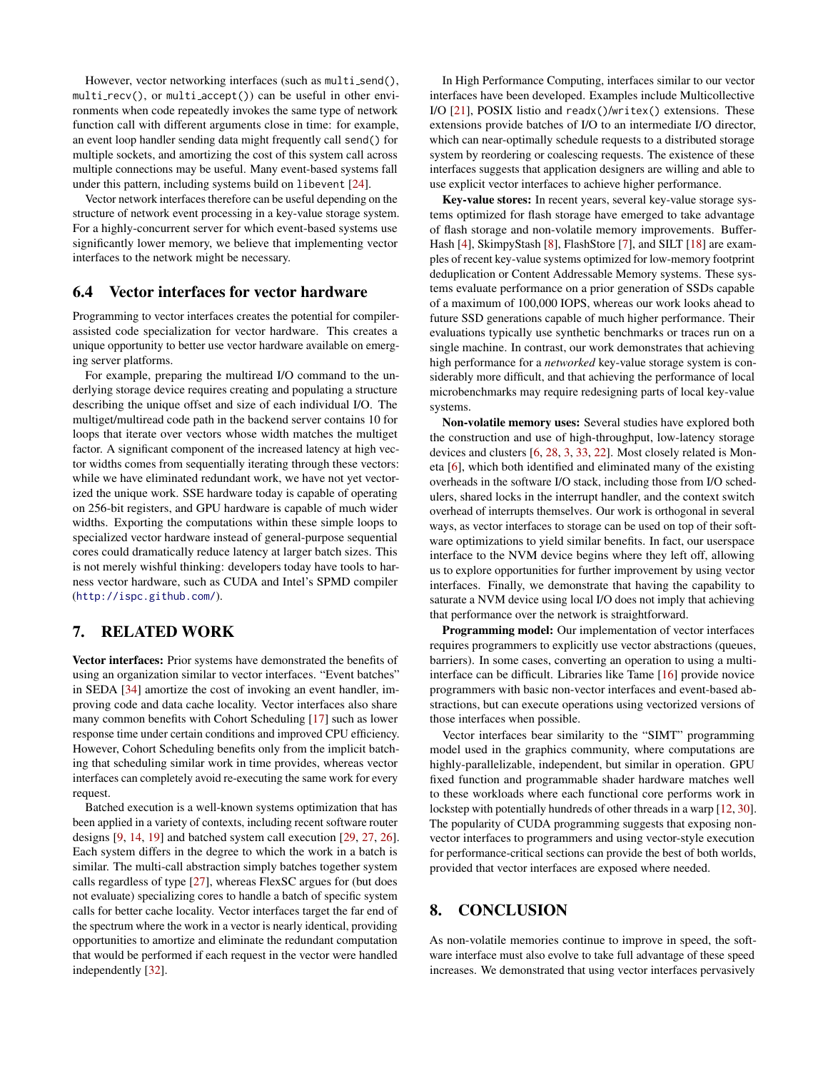However, vector networking interfaces (such as multi_send(), multi_recv(), or multi_accept()) can be useful in other environments when code repeatedly invokes the same type of network function call with different arguments close in time: for example, an event loop handler sending data might frequently call send() for multiple sockets, and amortizing the cost of this system call across multiple connections may be useful. Many event-based systems fall under this pattern, including systems build on libevent [24].

Vector network interfaces therefore can be useful depending on the structure of network event processing in a key-value storage system. For a highly-concurrent server for which event-based systems use significantly lower memory, we believe that implementing vector interfaces to the network might be necessary.

### 6.4 Vector interfaces for vector hardware

Programming to vector interfaces creates the potential for compiler-assisted code specialization for vector hardware. This creates a unique opportunity to better use vector hardware available on emerging server platforms.

For example, preparing the multiread I/O command to the underlying storage device requires creating and populating a structure describing the unique offset and size of each individual I/O. The multiget/multiread code path in the backend server contains 10 for loops that iterate over vectors whose width matches the multiget factor. A significant component of the increased latency at high vector widths comes from sequentially iterating through these vectors: while we have eliminated redundant work, we have not yet vectorized the unique work. SSE hardware today is capable of operating on 256-bit registers, and GPU hardware is capable of much wider widths. Exporting the computations within these simple loops to specialized vector hardware instead of general-purpose sequential cores could dramatically reduce latency at larger batch sizes. This is not merely wishful thinking: developers today have tools to harness vector hardware, such as CUDA and Intel's SPMD compiler (http://ispc.github.com/).

## 7. RELATED WORK

**Vector interfaces:** Prior systems have demonstrated the benefits of using an organization similar to vector interfaces. "Event batches" in SEDA [34] amortize the cost of invoking an event handler, improving code and data cache locality. Vector interfaces also share many common benefits with Cohort Scheduling [17] such as lower response time under certain conditions and improved CPU efficiency. However, Cohort Scheduling benefits only from the implicit batching that scheduling similar work in time provides, whereas vector interfaces can completely avoid re-executing the same work for every request.

Batched execution is a well-known systems optimization that has been applied in a variety of contexts, including recent software router designs [9, 14, 19] and batched system call execution [29, 27, 26]. Each system differs in the degree to which the work in a batch is similar. The multi-call abstraction simply batches together system calls regardless of type [27], whereas FlexSC argues for (but does not evaluate) specializing cores to handle a batch of specific system calls for better cache locality. Vector interfaces target the far end of the spectrum where the work in a vector is nearly identical, providing opportunities to amortize and eliminate the redundant computation that would be performed if each request in the vector were handled independently [32].

In High Performance Computing, interfaces similar to our vector interfaces have been developed. Examples include Multicollective I/O [21], POSIX listio and readx()/writex() extensions. These extensions provide batches of I/O to an intermediate I/O director, which can near-optimally schedule requests to a distributed storage system by reordering or coalescing requests. The existence of these interfaces suggests that application designers are willing and able to use explicit vector interfaces to achieve higher performance.

**Key-value stores:** In recent years, several key-value storage systems optimized for flash storage have emerged to take advantage of flash storage and non-volatile memory improvements. BufferHash [4], SkimpyStash [8], FlashStore [7], and SILT [18] are examples of recent key-value systems optimized for low-memory footprint deduplication or Content Addressable Memory systems. These systems evaluate performance on a prior generation of SSDs capable of a maximum of 100,000 IOPS, whereas our work looks ahead to future SSD generations capable of much higher performance. Their evaluations typically use synthetic benchmarks or traces run on a single machine. In contrast, our work demonstrates that achieving high performance for a *networked* key-value storage system is considerably more difficult, and that achieving the performance of local microbenchmarks may require redesigning parts of local key-value systems.

**Non-volatile memory uses:** Several studies have explored both the construction and use of high-throughput, low-latency storage devices and clusters [6, 28, 3, 33, 22]. Most closely related is Moneta [6], which both identified and eliminated many of the existing overheads in the software I/O stack, including those from I/O schedulers, shared locks in the interrupt handler, and the context switch overhead of interrupts themselves. Our work is orthogonal in several ways, as vector interfaces to storage can be used on top of their software optimizations to yield similar benefits. In fact, our userspace interface to the NVM device begins where they left off, allowing us to explore opportunities for further improvement by using vector interfaces. Finally, we demonstrate that having the capability to saturate a NVM device using local I/O does not imply that achieving that performance over the network is straightforward.

**Programming model:** Our implementation of vector interfaces requires programmers to explicitly use vector abstractions (queues, barriers). In some cases, converting an operation to using a multi-interface can be difficult. Libraries like Tame [16] provide novice programmers with basic non-vector interfaces and event-based abstractions, but can execute operations using vectorized versions of those interfaces when possible.

Vector interfaces bear similarity to the "SIMT" programming model used in the graphics community, where computations are highly-parallelizable, independent, but similar in operation. GPU fixed function and programmable shader hardware matches well to these workloads where each functional core performs work in lockstep with potentially hundreds of other threads in a warp [12, 30]. The popularity of CUDA programming suggests that exposing non-vector interfaces to programmers and using vector-style execution for performance-critical sections can provide the best of both worlds, provided that vector interfaces are exposed where needed.

## 8. CONCLUSION

As non-volatile memories continue to improve in speed, the software interface must also evolve to take full advantage of these speed increases. We demonstrated that using vector interfaces pervasively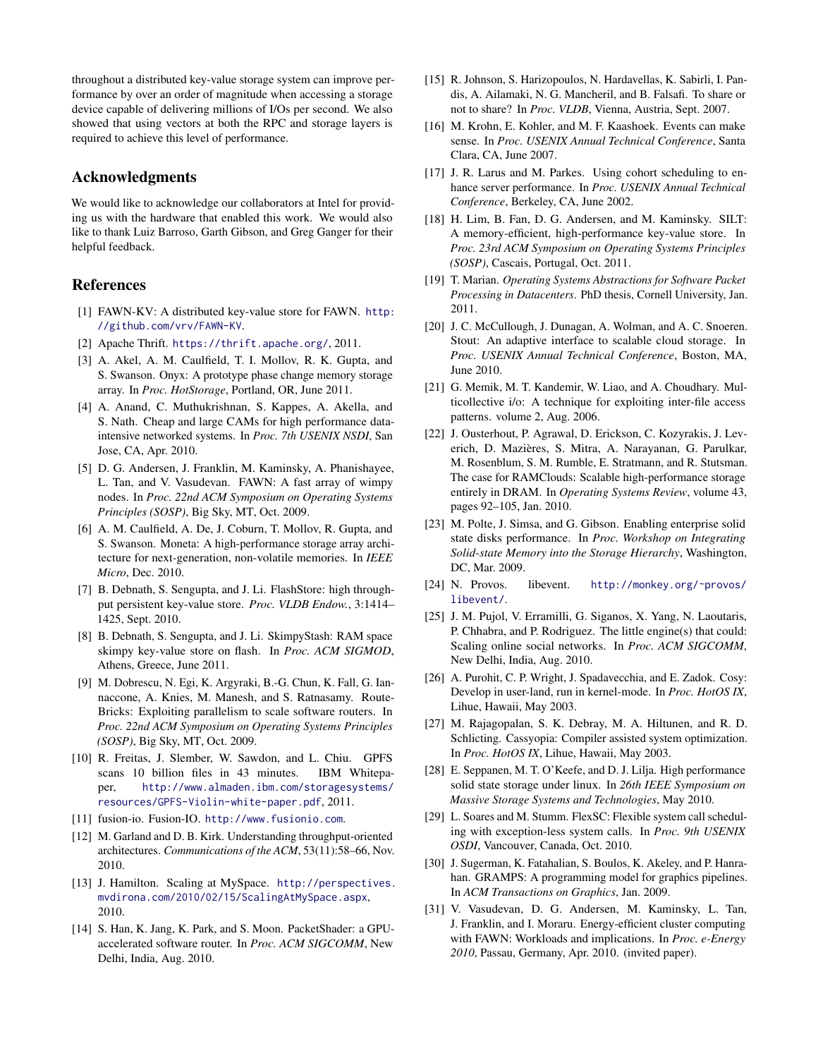throughout a distributed key-value storage system can improve performance by over an order of magnitude when accessing a storage device capable of delivering millions of I/Os per second. We also showed that using vectors at both the RPC and storage layers is required to achieve this level of performance.

## Acknowledgments

We would like to acknowledge our collaborators at Intel for providing us with the hardware that enabled this work. We would also like to thank Luiz Barroso, Garth Gibson, and Greg Ganger for their helpful feedback.

## References

[1] FAWN-KV: A distributed key-value store for FAWN. http://github.com/vrv/FAWN-KV.

[2] Apache Thrift. https://thrift.apache.org/, 2011.

[3] A. Akel, A. M. Caulfield, T. I. Mollov, R. K. Gupta, and S. Swanson. Onyx: A prototype phase change memory storage array. In *Proc. HotStorage*, Portland, OR, June 2011.

[4] A. Anand, C. Muthukrishnan, S. Kappes, A. Akella, and S. Nath. Cheap and large CAMs for high performance data-intensive networked systems. In *Proc. 7th USENIX NSDI*, San Jose, CA, Apr. 2010.

[5] D. G. Andersen, J. Franklin, M. Kaminsky, A. Phanishayee, L. Tan, and V. Vasudevan. FAWN: A fast array of wimpy nodes. In *Proc. 22nd ACM Symposium on Operating Systems Principles (SOSP)*, Big Sky, MT, Oct. 2009.

[6] A. M. Caulfield, A. De, J. Coburn, T. Mollov, R. Gupta, and S. Swanson. Moneta: A high-performance storage array architecture for next-generation, non-volatile memories. In *IEEE Micro*, Dec. 2010.

[7] B. Debnath, S. Sengupta, and J. Li. FlashStore: high throughput persistent key-value store. *Proc. VLDB Endow.*, 3:1414–1425, Sept. 2010.

[8] B. Debnath, S. Sengupta, and J. Li. SkimpyStash: RAM space skimpy key-value store on flash. In *Proc. ACM SIGMOD*, Athens, Greece, June 2011.

[9] M. Dobrescu, N. Egi, K. Argyraki, B.-G. Chun, K. Fall, G. Iannaccone, A. Knies, M. Manesh, and S. Ratnasamy. RouteBricks: Exploiting parallelism to scale software routers. In *Proc. 22nd ACM Symposium on Operating Systems Principles (SOSP)*, Big Sky, MT, Oct. 2009.

[10] R. Freitas, J. Slember, W. Sawdon, and L. Chiu. GPFS scans 10 billion files in 43 minutes. IBM Whitepaper, http://www.almaden.ibm.com/storagesystems/resources/GPFS-Violin-white-paper.pdf, 2011.

[11] fusion-io. Fusion-IO. http://www.fusionio.com.

[12] M. Garland and D. B. Kirk. Understanding throughput-oriented architectures. *Communications of the ACM*, 53(11):58–66, Nov. 2010.

[13] J. Hamilton. Scaling at MySpace. http://perspectives.mvdirona.com/2010/02/15/ScalingAtMySpace.aspx, 2010.

[14] S. Han, K. Jang, K. Park, and S. Moon. PacketShader: a GPU-accelerated software router. In *Proc. ACM SIGCOMM*, New Delhi, India, Aug. 2010.

[15] R. Johnson, S. Harizopoulos, N. Hardavellas, K. Sabirli, I. Pandis, A. Ailamaki, N. G. Mancheril, and B. Falsafi. To share or not to share? In *Proc. VLDB*, Vienna, Austria, Sept. 2007.

[16] M. Krohn, E. Kohler, and M. F. Kaashoek. Events can make sense. In *Proc. USENIX Annual Technical Conference*, Santa Clara, CA, June 2007.

[17] J. R. Larus and M. Parkes. Using cohort scheduling to enhance server performance. In *Proc. USENIX Annual Technical Conference*, Berkeley, CA, June 2002.

[18] H. Lim, B. Fan, D. G. Andersen, and M. Kaminsky. SILT: A memory-efficient, high-performance key-value store. In *Proc. 23rd ACM Symposium on Operating Systems Principles (SOSP)*, Cascais, Portugal, Oct. 2011.

[19] T. Marian. *Operating Systems Abstractions for Software Packet Processing in Datacenters*. PhD thesis, Cornell University, Jan. 2011.

[20] J. C. McCullough, J. Dunagan, A. Wolman, and A. C. Snoeren. Stout: An adaptive interface to scalable cloud storage. In *Proc. USENIX Annual Technical Conference*, Boston, MA, June 2010.

[21] G. Memik, M. T. Kandemir, W. Liao, and A. Choudhary. Multicollective i/o: A technique for exploiting inter-file access patterns. volume 2, Aug. 2006.

[22] J. Ousterhout, P. Agrawal, D. Erickson, C. Kozyrakis, J. Leverich, D. Mazières, S. Mitra, A. Narayanan, G. Parulkar, M. Rosenblum, S. M. Rumble, E. Stratmann, and R. Stutsman. The case for RAMClouds: Scalable high-performance storage entirely in DRAM. In *Operating Systems Review*, volume 43, pages 92–105, Jan. 2010.

[23] M. Polte, J. Simsa, and G. Gibson. Enabling enterprise solid state disks performance. In *Proc. Workshop on Integrating Solid-state Memory into the Storage Hierarchy*, Washington, DC, Mar. 2009.

[24] N. Provos. libevent. http://monkey.org/~provos/libevent/.

[25] J. M. Pujol, V. Erramilli, G. Siganos, X. Yang, N. Laoutaris, P. Chhabra, and P. Rodriguez. The little engine(s) that could: Scaling online social networks. In *Proc. ACM SIGCOMM*, New Delhi, India, Aug. 2010.

[26] A. Purohit, C. P. Wright, J. Spadavecchia, and E. Zadok. Cosy: Develop in user-land, run in kernel-mode. In *Proc. HotOS IX*, Lihue, Hawaii, May 2003.

[27] M. Rajagopalan, S. K. Debray, M. A. Hiltunen, and R. D. Schlicting. Cassyopia: Compiler assisted system optimization. In *Proc. HotOS IX*, Lihue, Hawaii, May 2003.

[28] E. Seppanen, M. T. O'Keefe, and D. J. Lilja. High performance solid state storage under linux. In *26th IEEE Symposium on Massive Storage Systems and Technologies*, May 2010.

[29] L. Soares and M. Stumm. FlexSC: Flexible system call scheduling with exception-less system calls. In *Proc. 9th USENIX OSDI*, Vancouver, Canada, Oct. 2010.

[30] J. Sugerman, K. Fatahalian, S. Boulos, K. Akeley, and P. Hanrahan. GRAMPS: A programming model for graphics pipelines. In *ACM Transactions on Graphics*, Jan. 2009.

[31] V. Vasudevan, D. G. Andersen, M. Kaminsky, L. Tan, J. Franklin, and I. Moraru. Energy-efficient cluster computing with FAWN: Workloads and implications. In *Proc. e-Energy 2010*, Passau, Germany, Apr. 2010. (invited paper).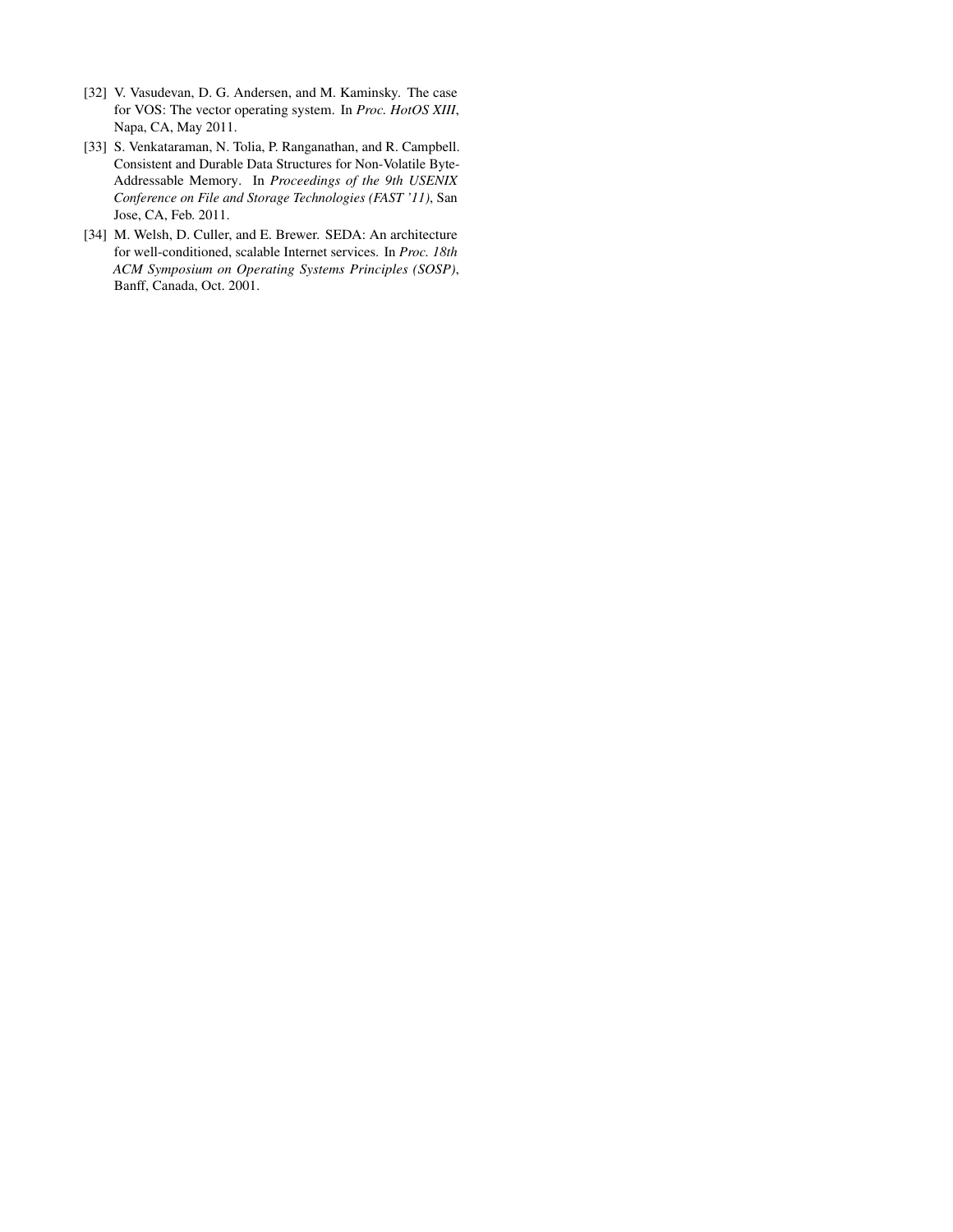[32] V. Vasudevan, D. G. Andersen, and M. Kaminsky. The case for VOS: The vector operating system. In *Proc. HotOS XIII*, Napa, CA, May 2011.

[33] S. Venkataraman, N. Tolia, P. Ranganathan, and R. Campbell. Consistent and Durable Data Structures for Non-Volatile Byte-Addressable Memory. In *Proceedings of the 9th USENIX Conference on File and Storage Technologies (FAST '11)*, San Jose, CA, Feb. 2011.

[34] M. Welsh, D. Culler, and E. Brewer. SEDA: An architecture for well-conditioned, scalable Internet services. In *Proc. 18th ACM Symposium on Operating Systems Principles (SOSP)*, Banff, Canada, Oct. 2001.